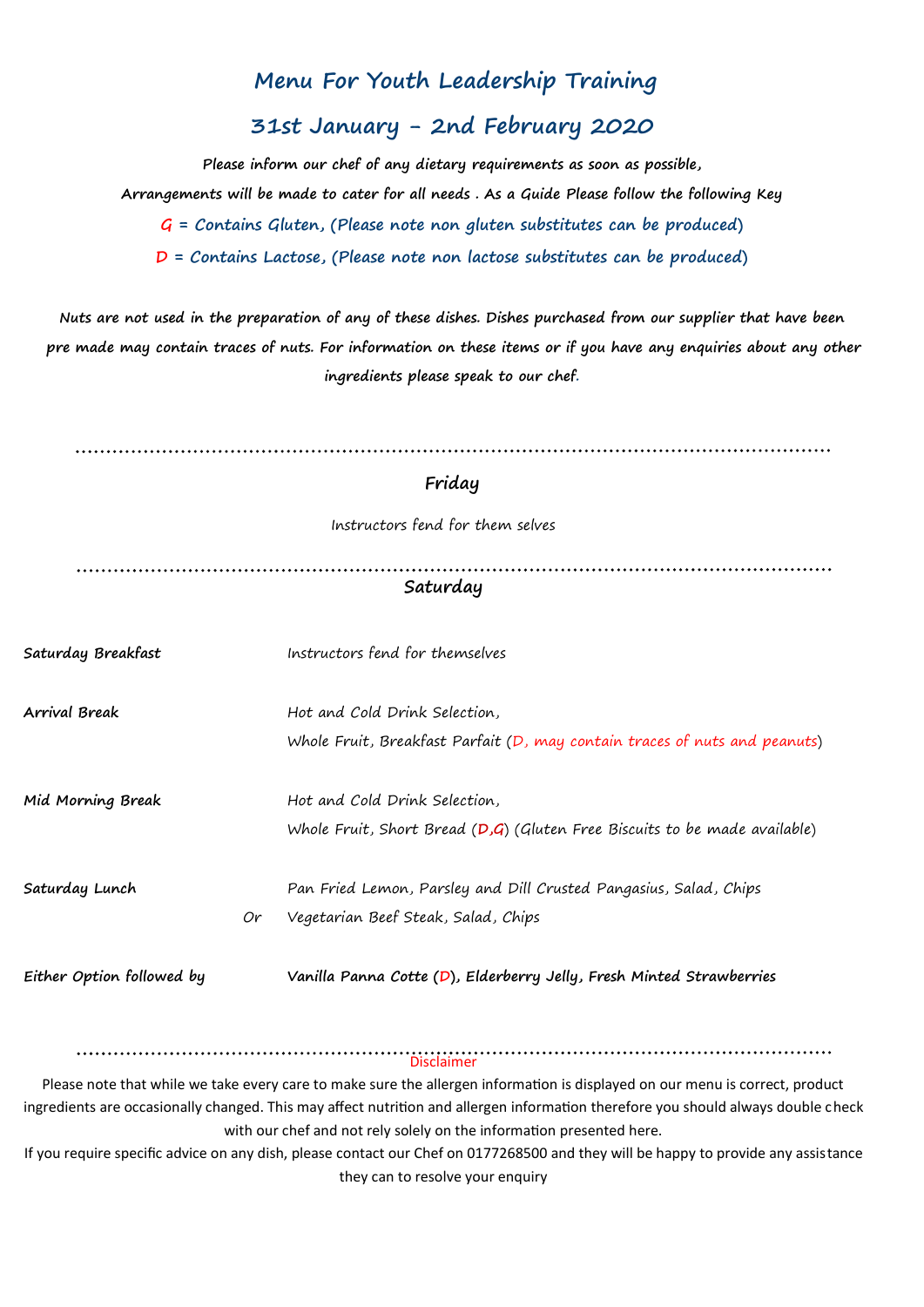# Menu For Youth Leadership Training

## 31st January - 2nd February 2020

**Please inform our chef of any dietary requirements as soon as possible,**

**Arrangements will be made to cater for all needs . As a Guide Please follow the following Key**

**G = Contains Gluten, (Please note non gluten substitutes can be produced)**

**D = Contains Lactose, (Please note non lactose substitutes can be produced)**

***Nuts are not used in the preparation of any of these dishes. Dishes purchased from our supplier that have been pre made may contain traces of nuts. For information on these items or if you have any enquiries about any other ingredients please speak to our chef.***

---

### Friday

Instructors fend for them selves

---

### Saturday

**Saturday Breakfast** — Instructors fend for themselves

**Arrival Break** — Hot and Cold Drink Selection,
Whole Fruit, Breakfast Parfait (D, may contain traces of nuts and peanuts)

**Mid Morning Break** — Hot and Cold Drink Selection,
Whole Fruit, Short Bread (**D,G**) (Gluten Free Biscuits to be made available)

**Saturday Lunch** — Pan Fried Lemon, Parsley and Dill Crusted Pangasius, Salad, Chips
*Or* Vegetarian Beef Steak, Salad, Chips

**Either Option followed by** — **Vanilla Panna Cotte (D), Elderberry Jelly, Fresh Minted Strawberries**

---

Disclaimer

Please note that while we take every care to make sure the allergen information is displayed on our menu is correct, product ingredients are occasionally changed. This may affect nutrition and allergen information therefore you should always double check with our chef and not rely solely on the information presented here.

If you require specific advice on any dish, please contact our Chef on 0177268500 and they will be happy to provide any assistance they can to resolve your enquiry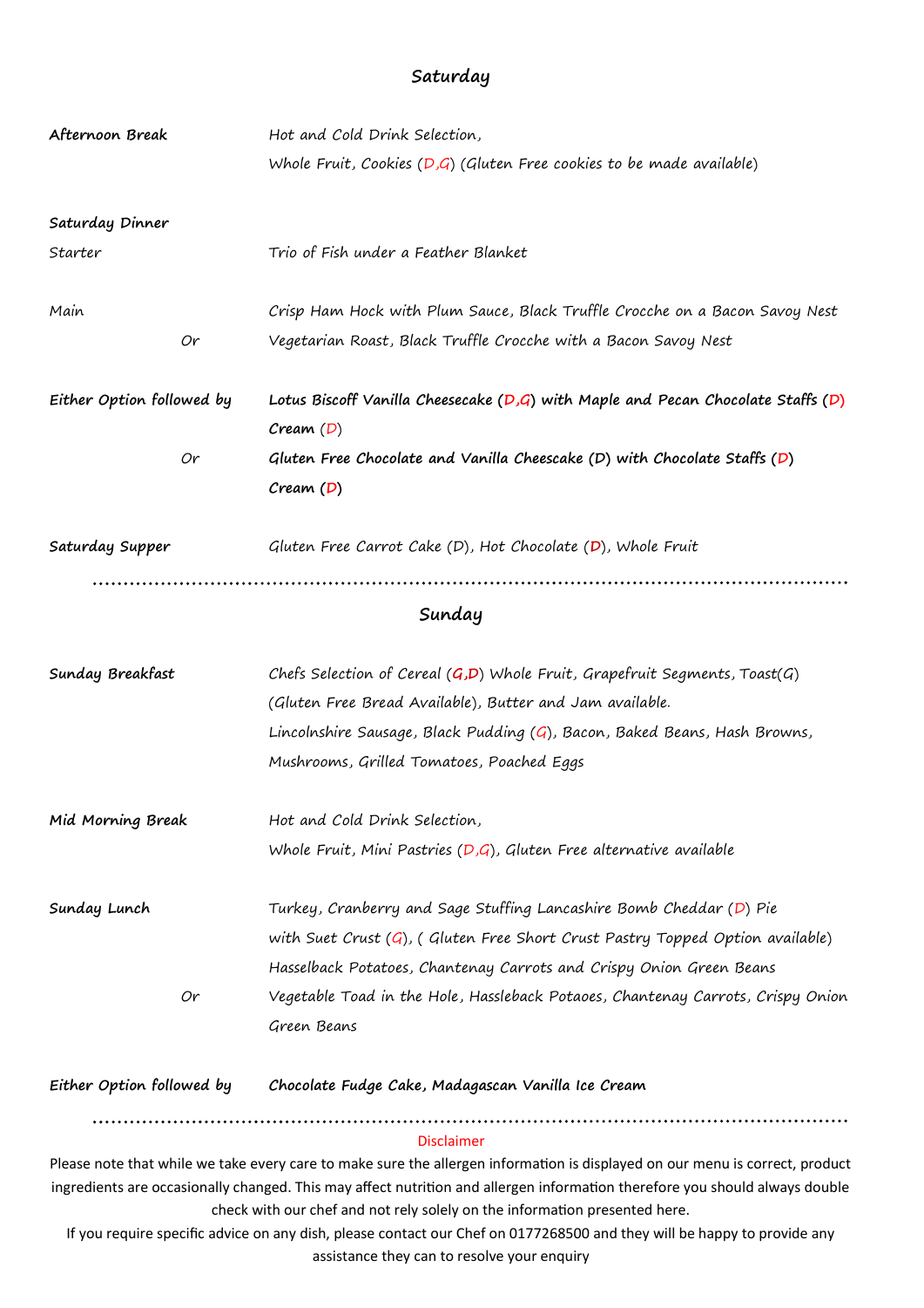## Saturday

**Afternoon Break** Hot and Cold Drink Selection,
Whole Fruit, Cookies (D,G) (Gluten Free cookies to be made available)

**Saturday Dinner**

Starter Trio of Fish under a Feather Blanket

Main Crisp Ham Hock with Plum Sauce, Black Truffle Crocche on a Bacon Savoy Nest
Or Vegetarian Roast, Black Truffle Crocche with a Bacon Savoy Nest

Either Option followed by **Lotus Biscoff Vanilla Cheesecake (D,G) with Maple and Pecan Chocolate Staffs (D)**
**Cream (D)**
Or **Gluten Free Chocolate and Vanilla Cheescake (D) with Chocolate Staffs (D)**
**Cream (D)**

**Saturday Supper** Gluten Free Carrot Cake (D), Hot Chocolate (D), Whole Fruit

## Sunday

**Sunday Breakfast** Chefs Selection of Cereal (G,D) Whole Fruit, Grapefruit Segments, Toast(G)
(Gluten Free Bread Available), Butter and Jam available.
Lincolnshire Sausage, Black Pudding (G), Bacon, Baked Beans, Hash Browns,
Mushrooms, Grilled Tomatoes, Poached Eggs

**Mid Morning Break** Hot and Cold Drink Selection,
Whole Fruit, Mini Pastries (D,G), Gluten Free alternative available

**Sunday Lunch** Turkey, Cranberry and Sage Stuffing Lancashire Bomb Cheddar (D) Pie
with Suet Crust (G), ( Gluten Free Short Crust Pastry Topped Option available)
Hasselback Potatoes, Chantenay Carrots and Crispy Onion Green Beans
Or Vegetable Toad in the Hole, Hassleback Potaoes, Chantenay Carrots, Crispy Onion
Green Beans

**Either Option followed by** **Chocolate Fudge Cake, Madagascan Vanilla Ice Cream**

Disclaimer

Please note that while we take every care to make sure the allergen information is displayed on our menu is correct, product ingredients are occasionally changed. This may affect nutrition and allergen information therefore you should always double check with our chef and not rely solely on the information presented here.

If you require specific advice on any dish, please contact our Chef on 0177268500 and they will be happy to provide any assistance they can to resolve your enquiry